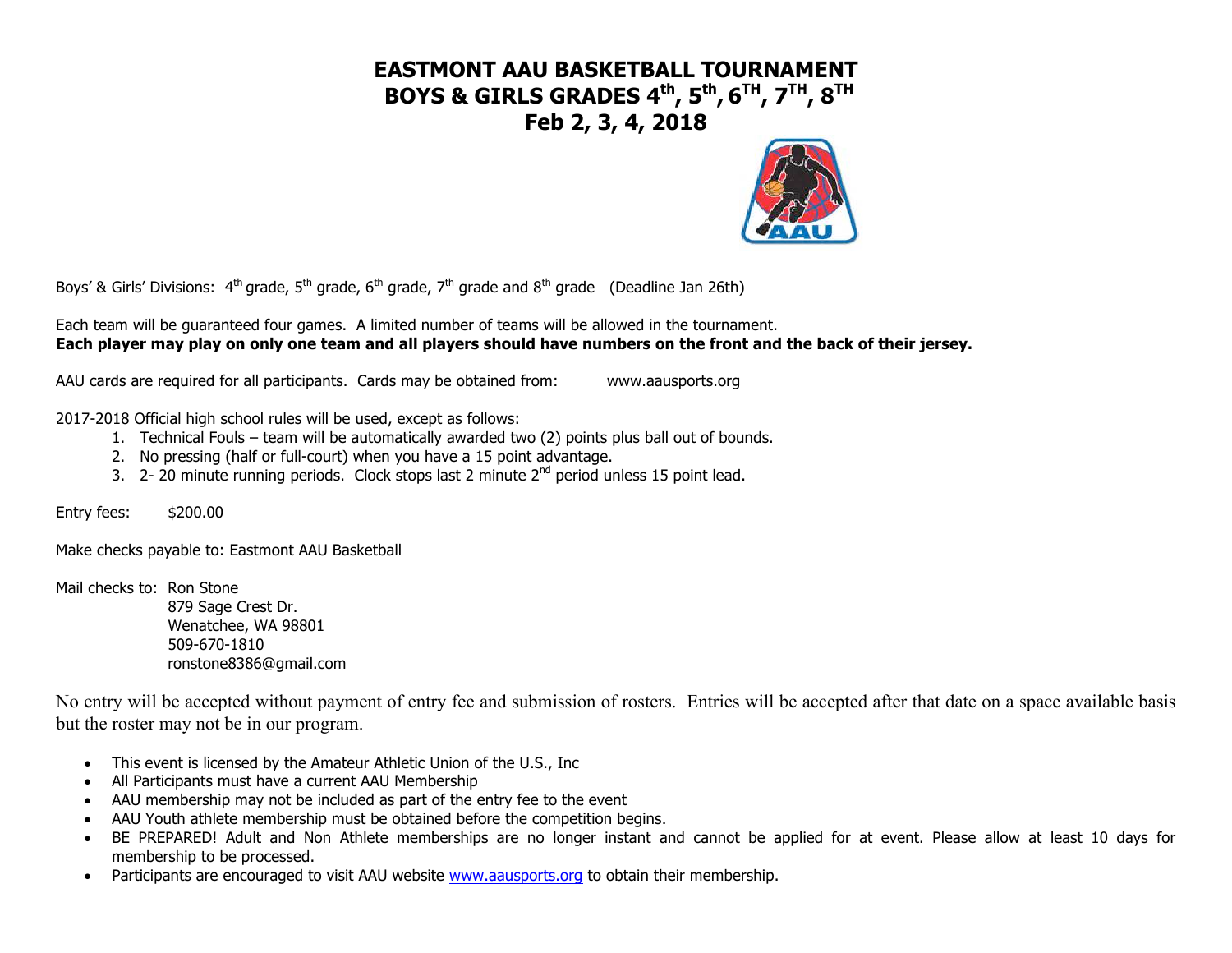# EASTMONT AAU BASKETBALL TOURNAMENT
## BOYS & GIRLS GRADES 4th, 5th, 6TH, 7TH, 8TH
## Feb 2, 3, 4, 2018

Boys' & Girls' Divisions: 4th grade, 5th grade, 6th grade, 7th grade and 8th grade (Deadline Jan 26th)

Each team will be guaranteed four games. A limited number of teams will be allowed in the tournament.
**Each player may play on only one team and all players should have numbers on the front and the back of their jersey.**

AAU cards are required for all participants. Cards may be obtained from: www.aausports.org

2017-2018 Official high school rules will be used, except as follows:

1. Technical Fouls – team will be automatically awarded two (2) points plus ball out of bounds.
2. No pressing (half or full-court) when you have a 15 point advantage.
3. 2- 20 minute running periods. Clock stops last 2 minute 2nd period unless 15 point lead.

Entry fees: $200.00

Make checks payable to: Eastmont AAU Basketball

Mail checks to: Ron Stone
879 Sage Crest Dr.
Wenatchee, WA 98801
509-670-1810
ronstone8386@gmail.com

No entry will be accepted without payment of entry fee and submission of rosters. Entries will be accepted after that date on a space available basis but the roster may not be in our program.

- This event is licensed by the Amateur Athletic Union of the U.S., Inc
- All Participants must have a current AAU Membership
- AAU membership may not be included as part of the entry fee to the event
- AAU Youth athlete membership must be obtained before the competition begins.
- BE PREPARED! Adult and Non Athlete memberships are no longer instant and cannot be applied for at event. Please allow at least 10 days for membership to be processed.
- Participants are encouraged to visit AAU website www.aausports.org to obtain their membership.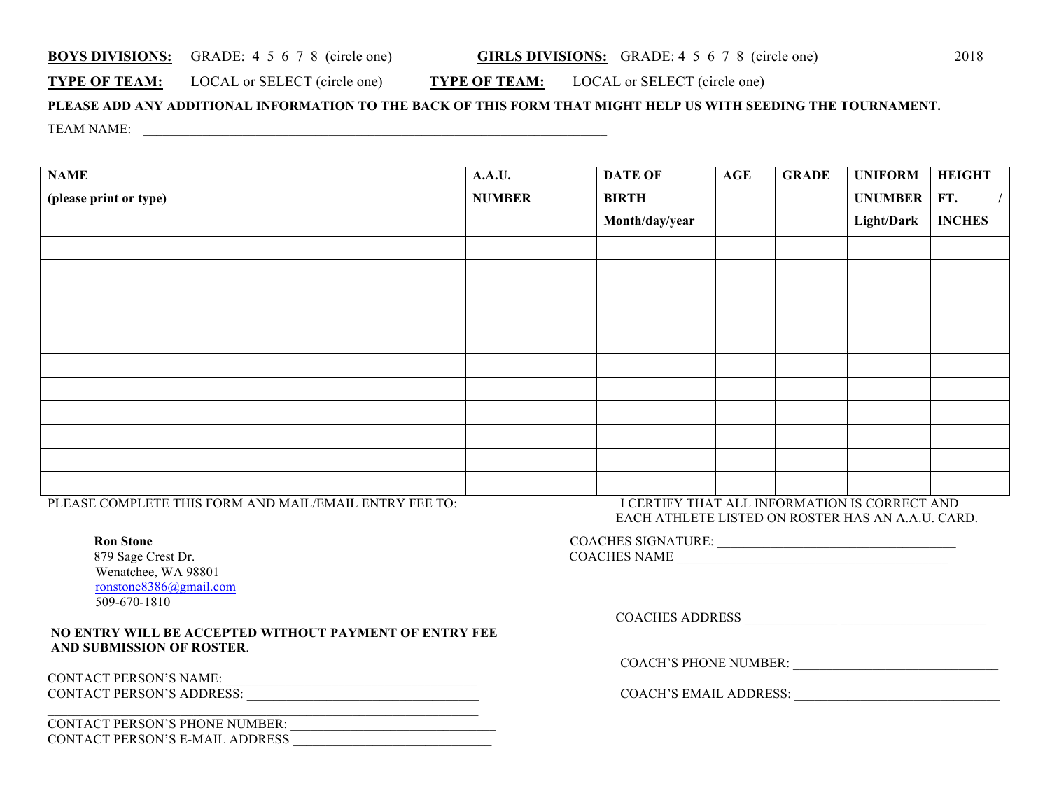**BOYS DIVISIONS:** GRADE: 4 5 6 7 8 (circle one) **GIRLS DIVISIONS:** GRADE: 4 5 6 7 8 (circle one) 2018

**TYPE OF TEAM:** LOCAL or SELECT (circle one) **TYPE OF TEAM:** LOCAL or SELECT (circle one)

**PLEASE ADD ANY ADDITIONAL INFORMATION TO THE BACK OF THIS FORM THAT MIGHT HELP US WITH SEEDING THE TOURNAMENT.**

TEAM NAME: ______________________________________________________________________

| **NAME (please print or type)** | **A.A.U. NUMBER** | **DATE OF BIRTH Month/day/year** | **AGE** | **GRADE** | **UNIFORM UNUMBER Light/Dark** | **HEIGHT FT. / INCHES** |
|---|---|---|---|---|---|---|
| | | | | | | |
| | | | | | | |
| | | | | | | |
| | | | | | | |
| | | | | | | |
| | | | | | | |
| | | | | | | |
| | | | | | | |
| | | | | | | |
| | | | | | | |
| | | | | | | |

PLEASE COMPLETE THIS FORM AND MAIL/EMAIL ENTRY FEE TO:

**Ron Stone**
879 Sage Crest Dr.
Wenatchee, WA 98801
ronstone8386@gmail.com
509-670-1810

**NO ENTRY WILL BE ACCEPTED WITHOUT PAYMENT OF ENTRY FEE AND SUBMISSION OF ROSTER**.

CONTACT PERSON'S NAME: ______________________________________
CONTACT PERSON'S ADDRESS: ___________________________________
______________________________________________________________
CONTACT PERSON'S PHONE NUMBER: ______________________________
CONTACT PERSON'S E-MAIL ADDRESS ______________________________

I CERTIFY THAT ALL INFORMATION IS CORRECT AND EACH ATHLETE LISTED ON ROSTER HAS AN A.A.U. CARD.

COACHES SIGNATURE: ___________________________________
COACHES NAME _________________________________________

COACHES ADDRESS ______________ ______________________

COACH'S PHONE NUMBER: _______________________________

COACH'S EMAIL ADDRESS: _______________________________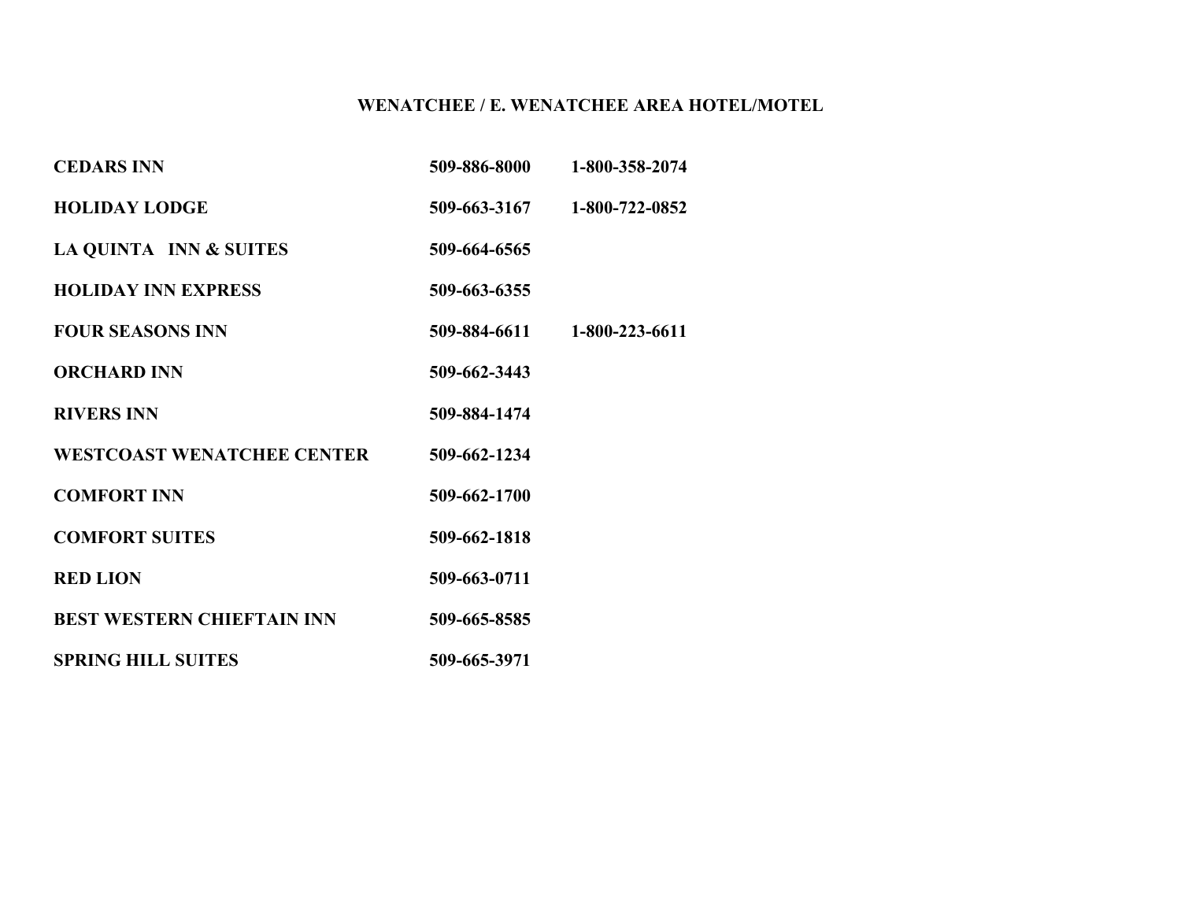# WENATCHEE / E. WENATCHEE AREA HOTEL/MOTEL

| | | |
|---|---|---|
| **CEDARS INN** | **509-886-8000** | **1-800-358-2074** |
| **HOLIDAY LODGE** | **509-663-3167** | **1-800-722-0852** |
| **LA QUINTA INN & SUITES** | **509-664-6565** | |
| **HOLIDAY INN EXPRESS** | **509-663-6355** | |
| **FOUR SEASONS INN** | **509-884-6611** | **1-800-223-6611** |
| **ORCHARD INN** | **509-662-3443** | |
| **RIVERS INN** | **509-884-1474** | |
| **WESTCOAST WENATCHEE CENTER** | **509-662-1234** | |
| **COMFORT INN** | **509-662-1700** | |
| **COMFORT SUITES** | **509-662-1818** | |
| **RED LION** | **509-663-0711** | |
| **BEST WESTERN CHIEFTAIN INN** | **509-665-8585** | |
| **SPRING HILL SUITES** | **509-665-3971** | |